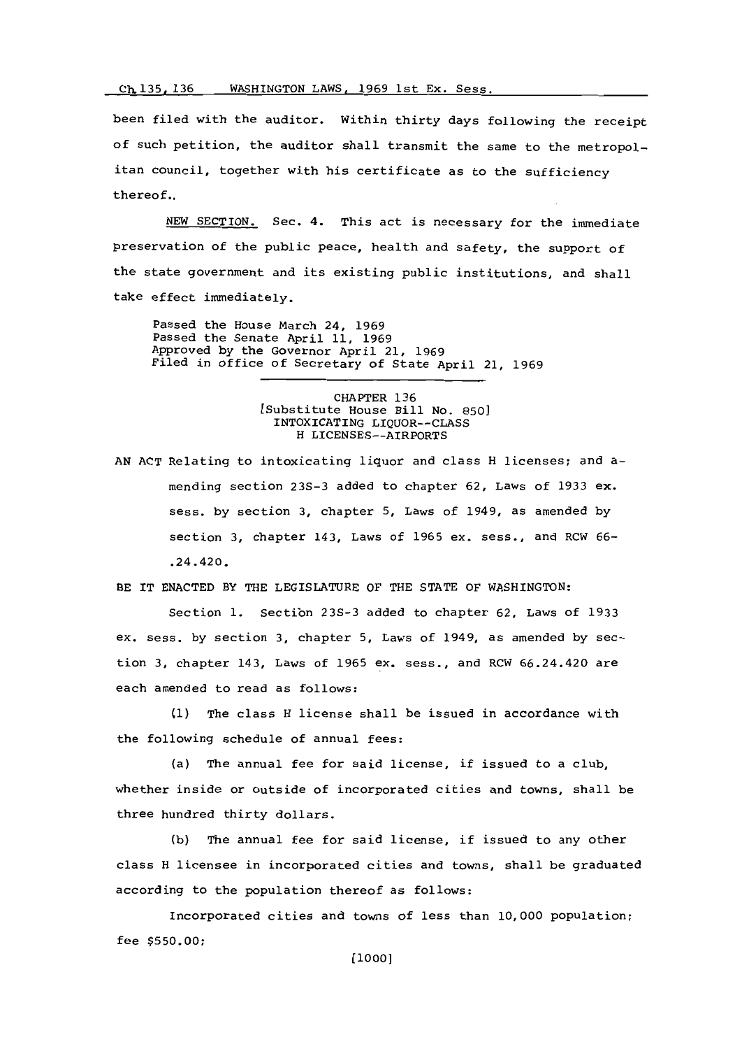been filed with the auditor. Within thirty days following the receipt of such petition, the auditor shall transmit the same to the metropolitan council, together with his certificate as to the sufficiency thereof..

NEW SECTION. Sec. 4. This act is necessary for the immediate preservation of the public peace, health and safety, the support of the state government and its existing public institutions, and shall take effect immediately.

Passed the House March 24, 1969
Passed the Senate April 11, 1969
Approved by the Governor April 21, 1969
Filed in office of Secretary of State April 21, 1969

---

CHAPTER 136
[Substitute House Bill No. 850]
INTOXICATING LIQUOR--CLASS H LICENSES--AIRPORTS

AN ACT Relating to intoxicating liquor and class H licenses; and amending section 23S-3 added to chapter 62, Laws of 1933 ex. sess. by section 3, chapter 5, Laws of 1949, as amended by section 3, chapter 143, Laws of 1965 ex. sess., and RCW 66-.24.420.

BE IT ENACTED BY THE LEGISLATURE OF THE STATE OF WASHINGTON:

Section 1. Section 23S-3 added to chapter 62, Laws of 1933 ex. sess. by section 3, chapter 5, Laws of 1949, as amended by section 3, chapter 143, Laws of 1965 ex. sess., and RCW 66.24.420 are each amended to read as follows:

(1) The class H license shall be issued in accordance with the following schedule of annual fees:

(a) The annual fee for said license, if issued to a club, whether inside or outside of incorporated cities and towns, shall be three hundred thirty dollars.

(b) The annual fee for said license, if issued to any other class H licensee in incorporated cities and towns, shall be graduated according to the population thereof as follows:

Incorporated cities and towns of less than 10,000 population; fee $550.00;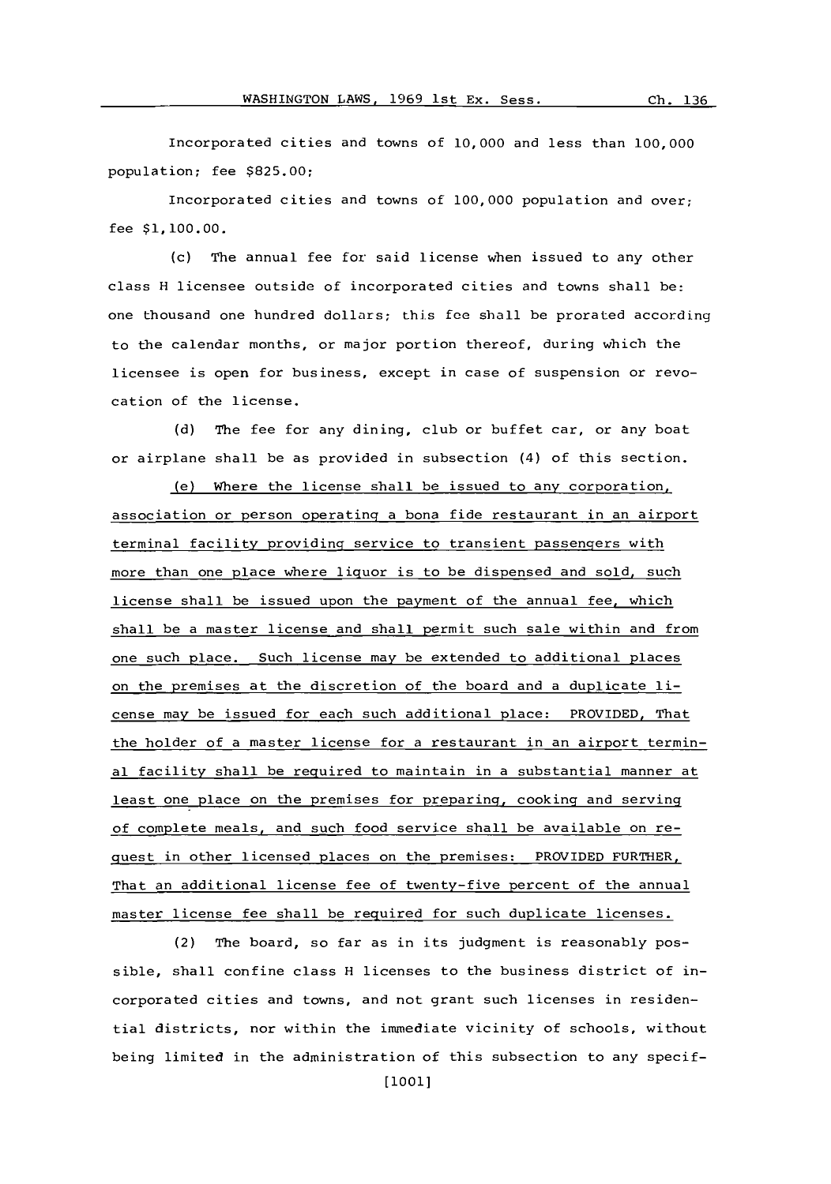Incorporated cities and towns of 10,000 and less than 100,000 population; fee $825.00;

Incorporated cities and towns of 100,000 population and over; fee $1,100.00.

(c) The annual fee for said license when issued to any other class H licensee outside of incorporated cities and towns shall be: one thousand one hundred dollars; this fee shall be prorated according to the calendar months, or major portion thereof, during which the licensee is open for business, except in case of suspension or revocation of the license.

(d) The fee for any dining, club or buffet car, or any boat or airplane shall be as provided in subsection (4) of this section.

<u>(e) Where the license shall be issued to any corporation, association or person operating a bona fide restaurant in an airport terminal facility providing service to transient passengers with more than one place where liquor is to be dispensed and sold, such license shall be issued upon the payment of the annual fee, which shall be a master license and shall permit such sale within and from one such place. Such license may be extended to additional places on the premises at the discretion of the board and a duplicate license may be issued for each such additional place: PROVIDED, That the holder of a master license for a restaurant in an airport terminal facility shall be required to maintain in a substantial manner at least one place on the premises for preparing, cooking and serving of complete meals, and such food service shall be available on request in other licensed places on the premises: PROVIDED FURTHER, That an additional license fee of twenty-five percent of the annual master license fee shall be required for such duplicate licenses.</u>

(2) The board, so far as in its judgment is reasonably possible, shall confine class H licenses to the business district of incorporated cities and towns, and not grant such licenses in residential districts, nor within the immediate vicinity of schools, without being limited in the administration of this subsection to any specif-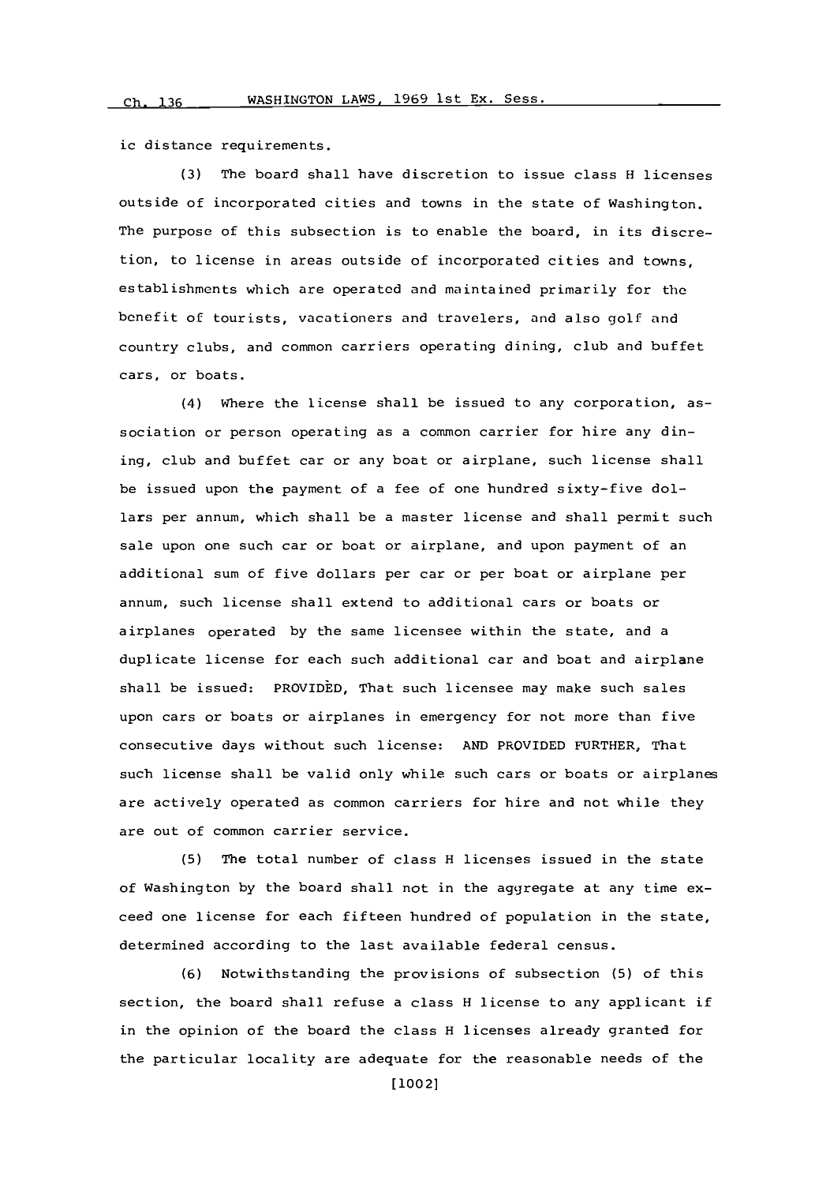ic distance requirements.

(3) The board shall have discretion to issue class H licenses outside of incorporated cities and towns in the state of Washington. The purpose of this subsection is to enable the board, in its discretion, to license in areas outside of incorporated cities and towns, establishments which are operated and maintained primarily for the benefit of tourists, vacationers and travelers, and also golf and country clubs, and common carriers operating dining, club and buffet cars, or boats.

(4) Where the license shall be issued to any corporation, association or person operating as a common carrier for hire any dining, club and buffet car or any boat or airplane, such license shall be issued upon the payment of a fee of one hundred sixty-five dollars per annum, which shall be a master license and shall permit such sale upon one such car or boat or airplane, and upon payment of an additional sum of five dollars per car or per boat or airplane per annum, such license shall extend to additional cars or boats or airplanes operated by the same licensee within the state, and a duplicate license for each such additional car and boat and airplane shall be issued: PROVIDED, That such licensee may make such sales upon cars or boats or airplanes in emergency for not more than five consecutive days without such license: AND PROVIDED FURTHER, That such license shall be valid only while such cars or boats or airplanes are actively operated as common carriers for hire and not while they are out of common carrier service.

(5) The total number of class H licenses issued in the state of Washington by the board shall not in the aggregate at any time exceed one license for each fifteen hundred of population in the state, determined according to the last available federal census.

(6) Notwithstanding the provisions of subsection (5) of this section, the board shall refuse a class H license to any applicant if in the opinion of the board the class H licenses already granted for the particular locality are adequate for the reasonable needs of the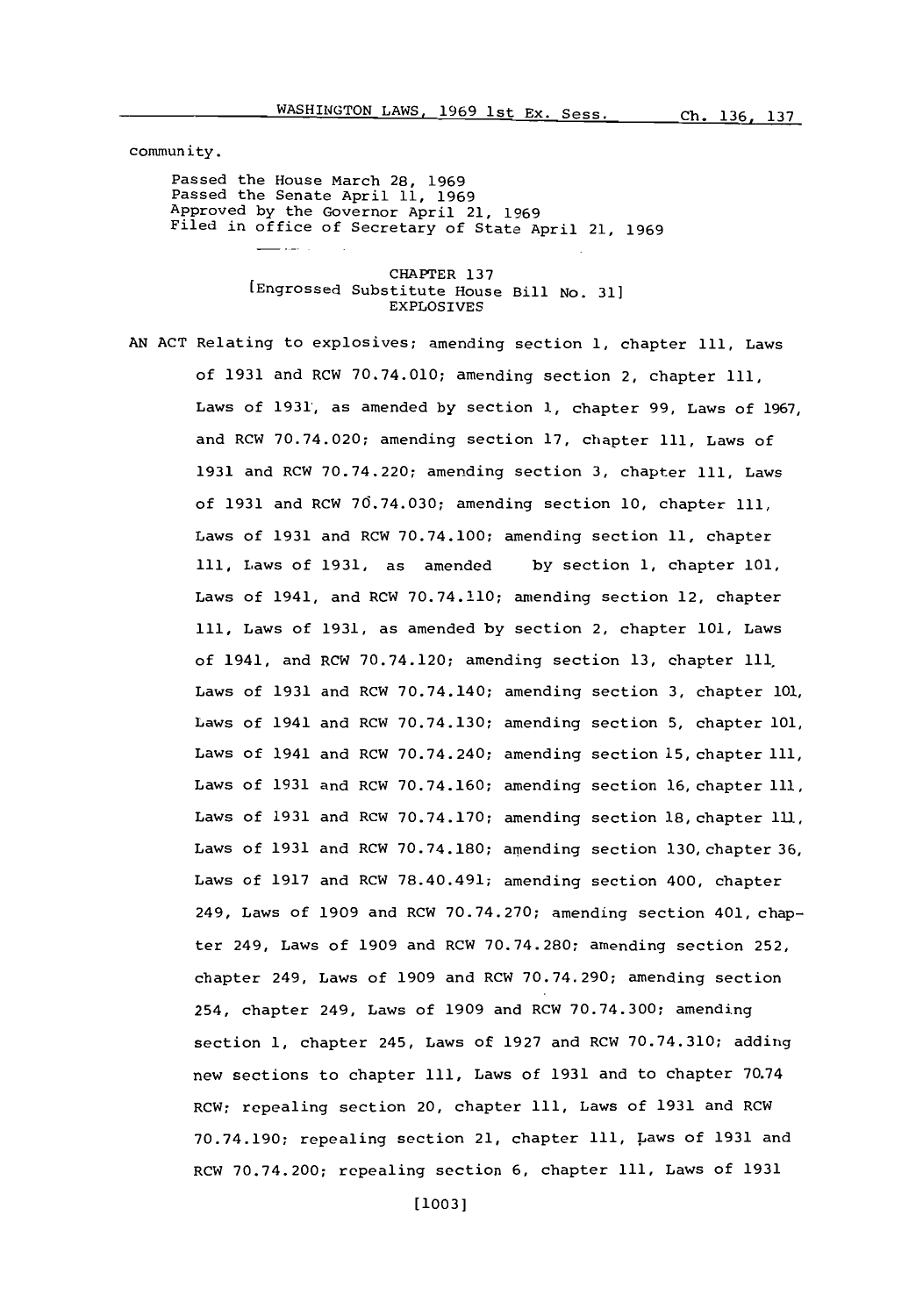community.

Passed the House March 28, 1969
Passed the Senate April 11, 1969
Approved by the Governor April 21, 1969
Filed in office of Secretary of State April 21, 1969

CHAPTER 137
[Engrossed Substitute House Bill No. 31]
EXPLOSIVES

AN ACT Relating to explosives; amending section 1, chapter 111, Laws of 1931 and RCW 70.74.010; amending section 2, chapter 111, Laws of 1931, as amended by section 1, chapter 99, Laws of 1967, and RCW 70.74.020; amending section 17, chapter 111, Laws of 1931 and RCW 70.74.220; amending section 3, chapter 111, Laws of 1931 and RCW 70.74.030; amending section 10, chapter 111, Laws of 1931 and RCW 70.74.100; amending section 11, chapter 111, Laws of 1931, as amended by section 1, chapter 101, Laws of 1941, and RCW 70.74.110; amending section 12, chapter 111, Laws of 1931, as amended by section 2, chapter 101, Laws of 1941, and RCW 70.74.120; amending section 13, chapter 111, Laws of 1931 and RCW 70.74.140; amending section 3, chapter 101, Laws of 1941 and RCW 70.74.130; amending section 5, chapter 101, Laws of 1941 and RCW 70.74.240; amending section 15, chapter 111, Laws of 1931 and RCW 70.74.160; amending section 16, chapter 111, Laws of 1931 and RCW 70.74.170; amending section 18, chapter 111, Laws of 1931 and RCW 70.74.180; amending section 130, chapter 36, Laws of 1917 and RCW 78.40.491; amending section 400, chapter 249, Laws of 1909 and RCW 70.74.270; amending section 401, chapter 249, Laws of 1909 and RCW 70.74.280; amending section 252, chapter 249, Laws of 1909 and RCW 70.74.290; amending section 254, chapter 249, Laws of 1909 and RCW 70.74.300; amending section 1, chapter 245, Laws of 1927 and RCW 70.74.310; adding new sections to chapter 111, Laws of 1931 and to chapter 70.74 RCW; repealing section 20, chapter 111, Laws of 1931 and RCW 70.74.190; repealing section 21, chapter 111, Laws of 1931 and RCW 70.74.200; repealing section 6, chapter 111, Laws of 1931